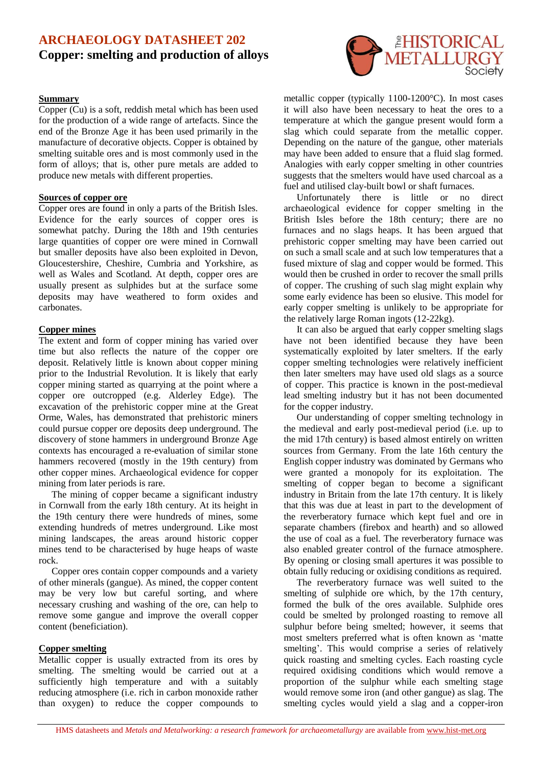# ARCHAEOLOGY DATASHEET 202

## Copper: smelting and production of alloys

### Summary

Copper (Cu) is a soft, reddish metal which has been used for the production of a wide range of artefacts. Since the end of the Bronze Age it has been used primarily in the manufacture of decorative objects. Copper is obtained by smelting suitable ores and is most commonly used in the form of alloys; that is, other pure metals are added to produce new metals with different properties.

### Sources of copper ore

Copper ores are found in only a parts of the British Isles. Evidence for the early sources of copper ores is somewhat patchy. During the 18th and 19th centuries large quantities of copper ore were mined in Cornwall but smaller deposits have also been exploited in Devon, Gloucestershire, Cheshire, Cumbria and Yorkshire, as well as Wales and Scotland. At depth, copper ores are usually present as sulphides but at the surface some deposits may have weathered to form oxides and carbonates.

### Copper mines

The extent and form of copper mining has varied over time but also reflects the nature of the copper ore deposit. Relatively little is known about copper mining prior to the Industrial Revolution. It is likely that early copper mining started as quarrying at the point where a copper ore outcropped (e.g. Alderley Edge). The excavation of the prehistoric copper mine at the Great Orme, Wales, has demonstrated that prehistoric miners could pursue copper ore deposits deep underground. The discovery of stone hammers in underground Bronze Age contexts has encouraged a re-evaluation of similar stone hammers recovered (mostly in the 19th century) from other copper mines. Archaeological evidence for copper mining from later periods is rare.

The mining of copper became a significant industry in Cornwall from the early 18th century. At its height in the 19th century there were hundreds of mines, some extending hundreds of metres underground. Like most mining landscapes, the areas around historic copper mines tend to be characterised by huge heaps of waste rock.

Copper ores contain copper compounds and a variety of other minerals (gangue). As mined, the copper content may be very low but careful sorting, and where necessary crushing and washing of the ore, can help to remove some gangue and improve the overall copper content (beneficiation).

### Copper smelting

Metallic copper is usually extracted from its ores by smelting. The smelting would be carried out at a sufficiently high temperature and with a suitably reducing atmosphere (i.e. rich in carbon monoxide rather than oxygen) to reduce the copper compounds to metallic copper (typically 1100-1200°C). In most cases it will also have been necessary to heat the ores to a temperature at which the gangue present would form a slag which could separate from the metallic copper. Depending on the nature of the gangue, other materials may have been added to ensure that a fluid slag formed. Analogies with early copper smelting in other countries suggests that the smelters would have used charcoal as a fuel and utilised clay-built bowl or shaft furnaces.

Unfortunately there is little or no direct archaeological evidence for copper smelting in the British Isles before the 18th century; there are no furnaces and no slags heaps. It has been argued that prehistoric copper smelting may have been carried out on such a small scale and at such low temperatures that a fused mixture of slag and copper would be formed. This would then be crushed in order to recover the small prills of copper. The crushing of such slag might explain why some early evidence has been so elusive. This model for early copper smelting is unlikely to be appropriate for the relatively large Roman ingots (12-22kg).

It can also be argued that early copper smelting slags have not been identified because they have been systematically exploited by later smelters. If the early copper smelting technologies were relatively inefficient then later smelters may have used old slags as a source of copper. This practice is known in the post-medieval lead smelting industry but it has not been documented for the copper industry.

Our understanding of copper smelting technology in the medieval and early post-medieval period (i.e. up to the mid 17th century) is based almost entirely on written sources from Germany. From the late 16th century the English copper industry was dominated by Germans who were granted a monopoly for its exploitation. The smelting of copper began to become a significant industry in Britain from the late 17th century. It is likely that this was due at least in part to the development of the reverberatory furnace which kept fuel and ore in separate chambers (firebox and hearth) and so allowed the use of coal as a fuel. The reverberatory furnace was also enabled greater control of the furnace atmosphere. By opening or closing small apertures it was possible to obtain fully reducing or oxidising conditions as required.

The reverberatory furnace was well suited to the smelting of sulphide ore which, by the 17th century, formed the bulk of the ores available. Sulphide ores could be smelted by prolonged roasting to remove all sulphur before being smelted; however, it seems that most smelters preferred what is often known as 'matte smelting'. This would comprise a series of relatively quick roasting and smelting cycles. Each roasting cycle required oxidising conditions which would remove a proportion of the sulphur while each smelting stage would remove some iron (and other gangue) as slag. The smelting cycles would yield a slag and a copper-iron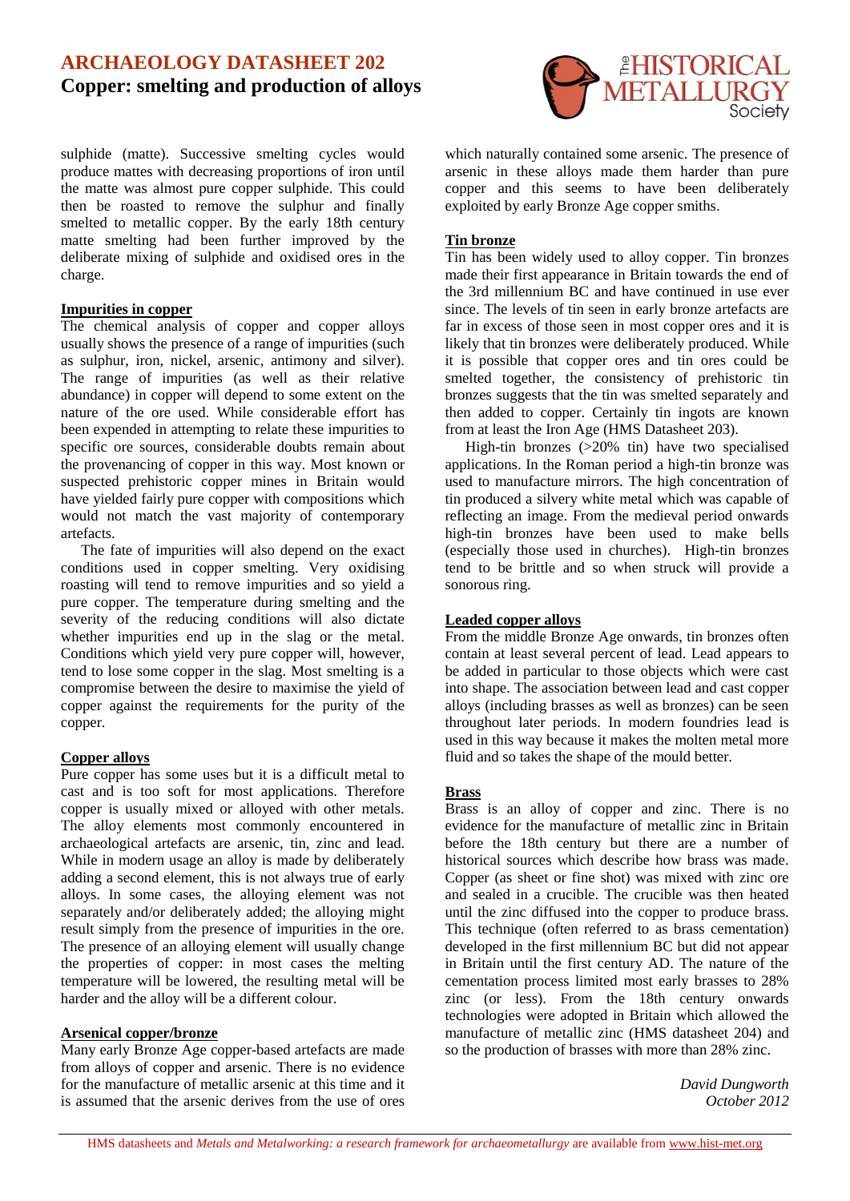# ARCHAEOLOGY DATASHEET 202
## Copper: smelting and production of alloys

sulphide (matte). Successive smelting cycles would produce mattes with decreasing proportions of iron until the matte was almost pure copper sulphide. This could then be roasted to remove the sulphur and finally smelted to metallic copper. By the early 18th century matte smelting had been further improved by the deliberate mixing of sulphide and oxidised ores in the charge.

### Impurities in copper

The chemical analysis of copper and copper alloys usually shows the presence of a range of impurities (such as sulphur, iron, nickel, arsenic, antimony and silver). The range of impurities (as well as their relative abundance) in copper will depend to some extent on the nature of the ore used. While considerable effort has been expended in attempting to relate these impurities to specific ore sources, considerable doubts remain about the provenancing of copper in this way. Most known or suspected prehistoric copper mines in Britain would have yielded fairly pure copper with compositions which would not match the vast majority of contemporary artefacts.

The fate of impurities will also depend on the exact conditions used in copper smelting. Very oxidising roasting will tend to remove impurities and so yield a pure copper. The temperature during smelting and the severity of the reducing conditions will also dictate whether impurities end up in the slag or the metal. Conditions which yield very pure copper will, however, tend to lose some copper in the slag. Most smelting is a compromise between the desire to maximise the yield of copper against the requirements for the purity of the copper.

### Copper alloys

Pure copper has some uses but it is a difficult metal to cast and is too soft for most applications. Therefore copper is usually mixed or alloyed with other metals. The alloy elements most commonly encountered in archaeological artefacts are arsenic, tin, zinc and lead. While in modern usage an alloy is made by deliberately adding a second element, this is not always true of early alloys. In some cases, the alloying element was not separately and/or deliberately added; the alloying might result simply from the presence of impurities in the ore. The presence of an alloying element will usually change the properties of copper: in most cases the melting temperature will be lowered, the resulting metal will be harder and the alloy will be a different colour.

### Arsenical copper/bronze

Many early Bronze Age copper-based artefacts are made from alloys of copper and arsenic. There is no evidence for the manufacture of metallic arsenic at this time and it is assumed that the arsenic derives from the use of ores which naturally contained some arsenic. The presence of arsenic in these alloys made them harder than pure copper and this seems to have been deliberately exploited by early Bronze Age copper smiths.

### Tin bronze

Tin has been widely used to alloy copper. Tin bronzes made their first appearance in Britain towards the end of the 3rd millennium BC and have continued in use ever since. The levels of tin seen in early bronze artefacts are far in excess of those seen in most copper ores and it is likely that tin bronzes were deliberately produced. While it is possible that copper ores and tin ores could be smelted together, the consistency of prehistoric tin bronzes suggests that the tin was smelted separately and then added to copper. Certainly tin ingots are known from at least the Iron Age (HMS Datasheet 203).

High-tin bronzes (>20% tin) have two specialised applications. In the Roman period a high-tin bronze was used to manufacture mirrors. The high concentration of tin produced a silvery white metal which was capable of reflecting an image. From the medieval period onwards high-tin bronzes have been used to make bells (especially those used in churches). High-tin bronzes tend to be brittle and so when struck will provide a sonorous ring.

### Leaded copper alloys

From the middle Bronze Age onwards, tin bronzes often contain at least several percent of lead. Lead appears to be added in particular to those objects which were cast into shape. The association between lead and cast copper alloys (including brasses as well as bronzes) can be seen throughout later periods. In modern foundries lead is used in this way because it makes the molten metal more fluid and so takes the shape of the mould better.

### Brass

Brass is an alloy of copper and zinc. There is no evidence for the manufacture of metallic zinc in Britain before the 18th century but there are a number of historical sources which describe how brass was made. Copper (as sheet or fine shot) was mixed with zinc ore and sealed in a crucible. The crucible was then heated until the zinc diffused into the copper to produce brass. This technique (often referred to as brass cementation) developed in the first millennium BC but did not appear in Britain until the first century AD. The nature of the cementation process limited most early brasses to 28% zinc (or less). From the 18th century onwards technologies were adopted in Britain which allowed the manufacture of metallic zinc (HMS datasheet 204) and so the production of brasses with more than 28% zinc.

*David Dungworth*
*October 2012*

HMS datasheets and *Metals and Metalworking: a research framework for archaeometallurgy* are available from www.hist-met.org